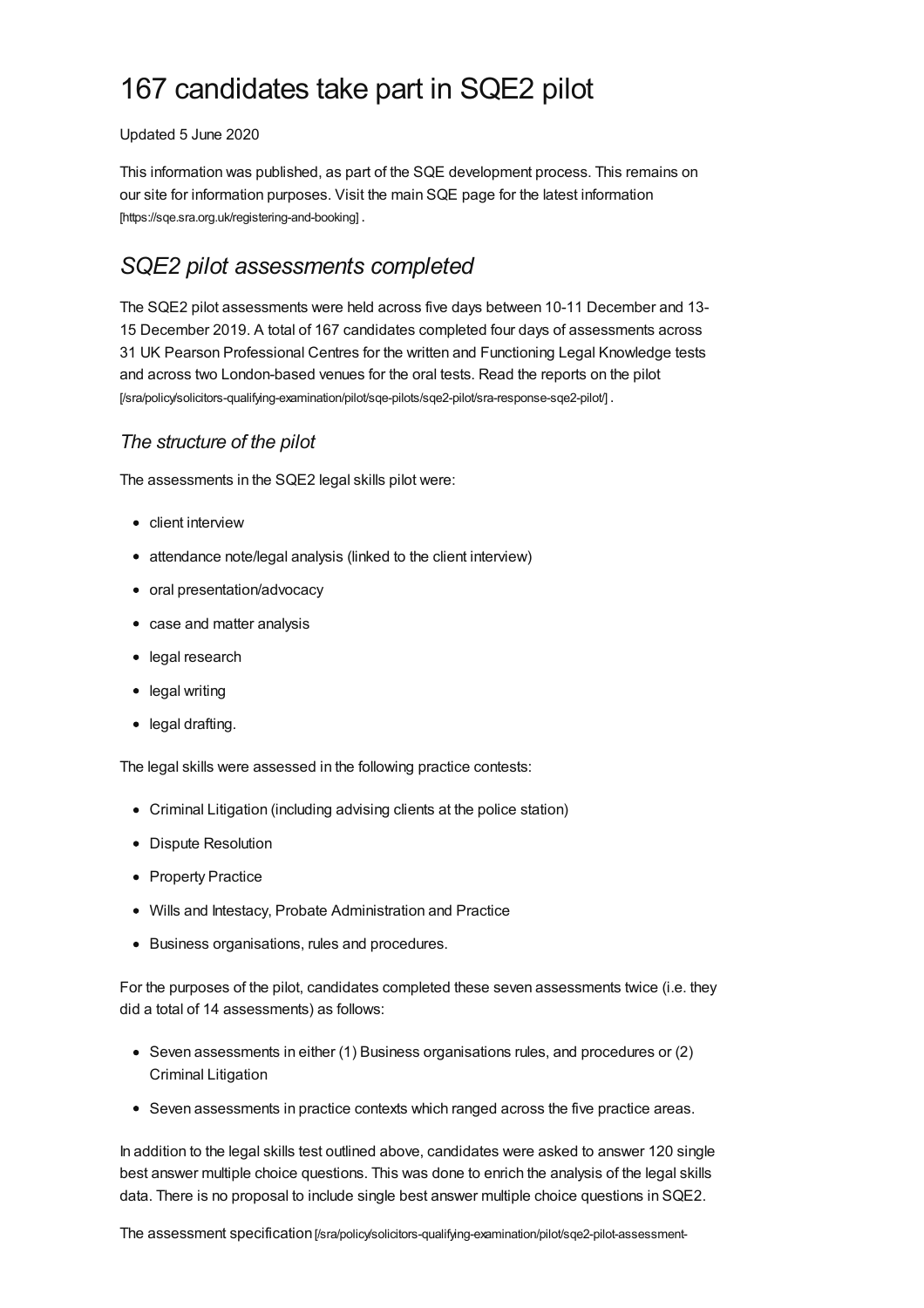# 167 candidates take part in SQE2 pilot

Updated 5 June 2020

This information was published, as part of the SQE development process. This remains on our site for information purposes. Visit the main SQE page for the latest information [https://sqe.sra.org.uk/registering-and-booking] .

## *SQE2 pilot assessments completed*

The SQE2 pilot assessments were held across five days between 10-11 December and 13-15 December 2019. A total of 167 candidates completed four days of assessments across 31 UK Pearson Professional Centres for the written and Functioning Legal Knowledge tests and across two London-based venues for the oral tests. Read the reports on the pilot [/sra/policy/solicitors-qualifying-examination/pilot/sqe-pilots/sqe2-pilot/sra-response-sqe2-pilot/] .

### *The structure of the pilot*

The assessments in the SQE2 legal skills pilot were:

- client interview
- attendance note/legal analysis (linked to the client interview)
- oral presentation/advocacy
- case and matter analysis
- legal research
- legal writing
- legal drafting.

The legal skills were assessed in the following practice contests:

- Criminal Litigation (including advising clients at the police station)
- Dispute Resolution
- Property Practice
- Wills and Intestacy, Probate Administration and Practice
- Business organisations, rules and procedures.

For the purposes of the pilot, candidates completed these seven assessments twice (i.e. they did a total of 14 assessments) as follows:

- Seven assessments in either (1) Business organisations rules, and procedures or (2) Criminal Litigation
- Seven assessments in practice contexts which ranged across the five practice areas.

In addition to the legal skills test outlined above, candidates were asked to answer 120 single best answer multiple choice questions. This was done to enrich the analysis of the legal skills data. There is no proposal to include single best answer multiple choice questions in SQE2.

The assessment specification [/sra/policy/solicitors-qualifying-examination/pilot/sqe2-pilot-assessment-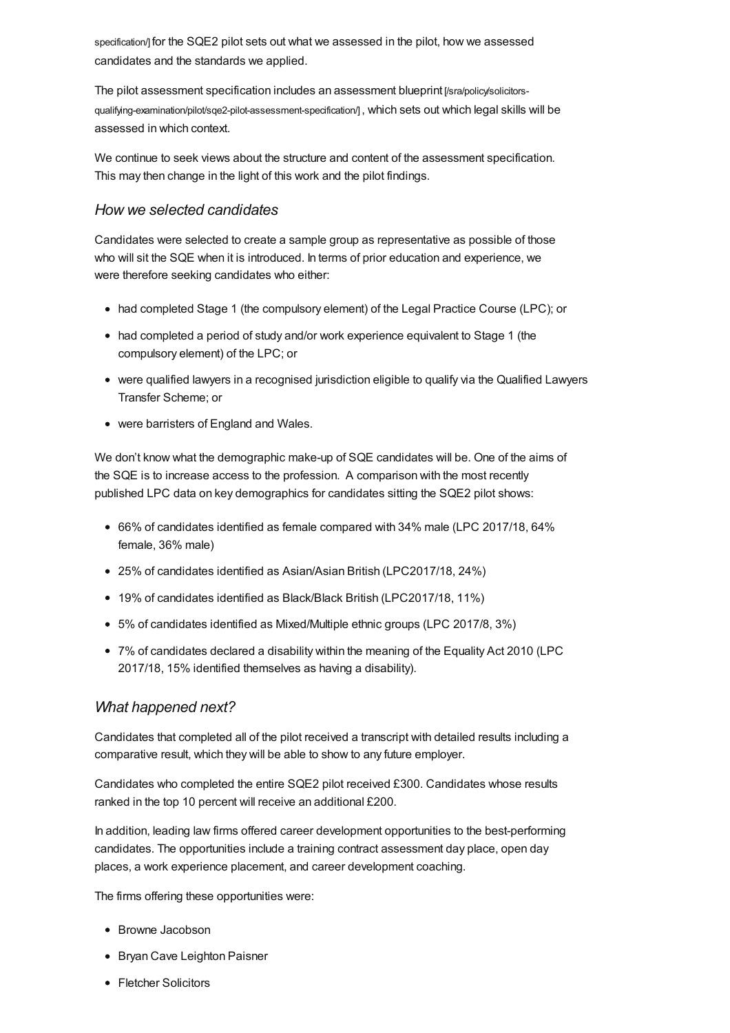specification/] for the SQE2 pilot sets out what we assessed in the pilot, how we assessed candidates and the standards we applied.

The pilot assessment specification includes an assessment blueprint [/sra/policy/solicitors-qualifying-examination/pilot/sqe2-pilot-assessment-specification/] , which sets out which legal skills will be assessed in which context.

We continue to seek views about the structure and content of the assessment specification. This may then change in the light of this work and the pilot findings.

### *How we selected candidates*

Candidates were selected to create a sample group as representative as possible of those who will sit the SQE when it is introduced. In terms of prior education and experience, we were therefore seeking candidates who either:

- had completed Stage 1 (the compulsory element) of the Legal Practice Course (LPC); or
- had completed a period of study and/or work experience equivalent to Stage 1 (the compulsory element) of the LPC; or
- were qualified lawyers in a recognised jurisdiction eligible to qualify via the Qualified Lawyers Transfer Scheme; or
- were barristers of England and Wales.

We don't know what the demographic make-up of SQE candidates will be. One of the aims of the SQE is to increase access to the profession. A comparison with the most recently published LPC data on key demographics for candidates sitting the SQE2 pilot shows:

- 66% of candidates identified as female compared with 34% male (LPC 2017/18, 64% female, 36% male)
- 25% of candidates identified as Asian/Asian British (LPC2017/18, 24%)
- 19% of candidates identified as Black/Black British (LPC2017/18, 11%)
- 5% of candidates identified as Mixed/Multiple ethnic groups (LPC 2017/8, 3%)
- 7% of candidates declared a disability within the meaning of the Equality Act 2010 (LPC 2017/18, 15% identified themselves as having a disability).

### *What happened next?*

Candidates that completed all of the pilot received a transcript with detailed results including a comparative result, which they will be able to show to any future employer.

Candidates who completed the entire SQE2 pilot received £300. Candidates whose results ranked in the top 10 percent will receive an additional £200.

In addition, leading law firms offered career development opportunities to the best-performing candidates. The opportunities include a training contract assessment day place, open day places, a work experience placement, and career development coaching.

The firms offering these opportunities were:

- Browne Jacobson
- Bryan Cave Leighton Paisner
- Fletcher Solicitors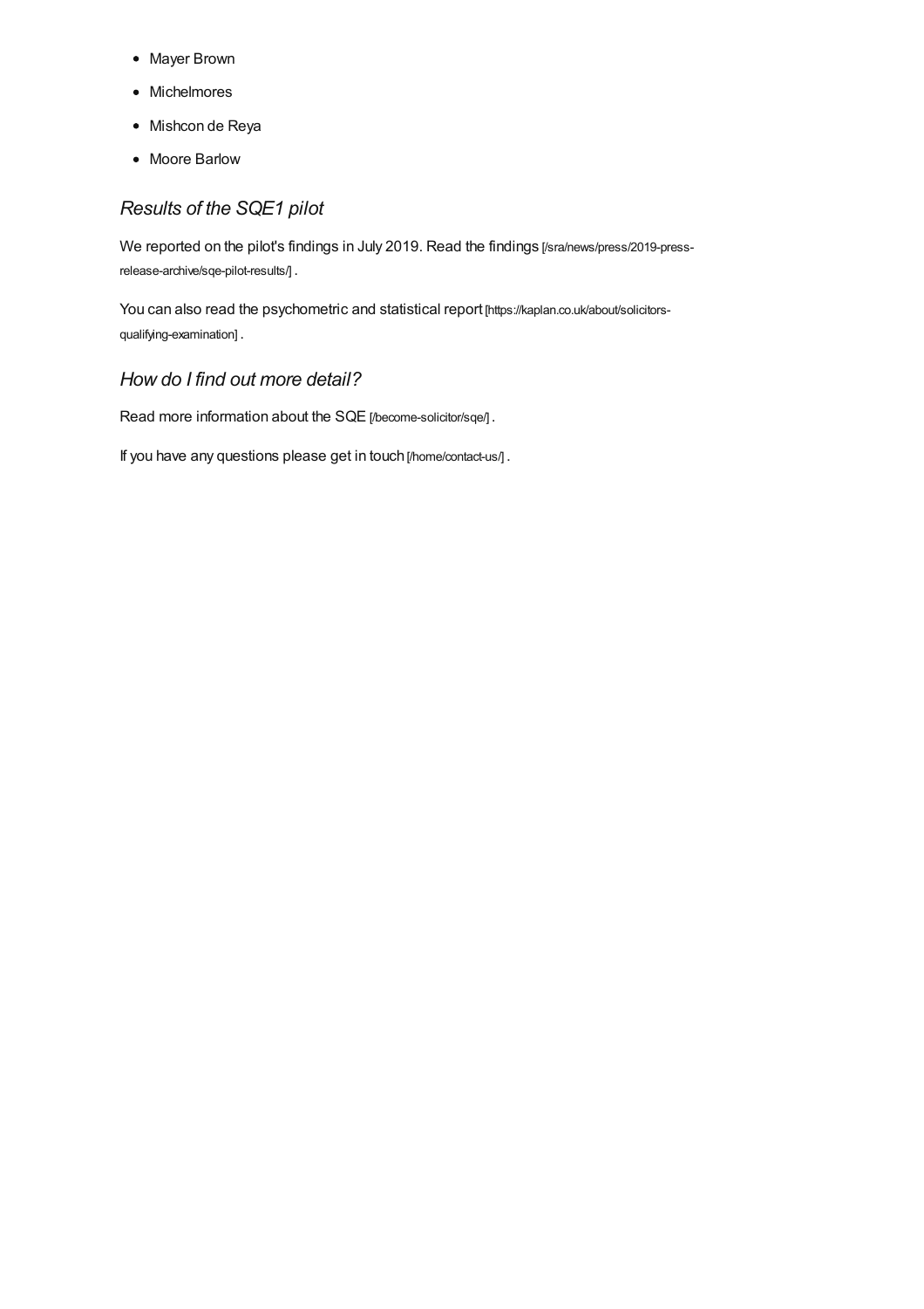- Mayer Brown
- Michelmores
- Mishcon de Reya
- Moore Barlow

### *Results of the SQE1 pilot*

We reported on the pilot's findings in July 2019. Read the findings [/sra/news/press/2019-press-release-archive/sqe-pilot-results/] .

You can also read the psychometric and statistical report [https://kaplan.co.uk/about/solicitors-qualifying-examination] .

### *How do I find out more detail?*

Read more information about the SQE [/become-solicitor/sqe/] .

If you have any questions please get in touch [/home/contact-us/] .